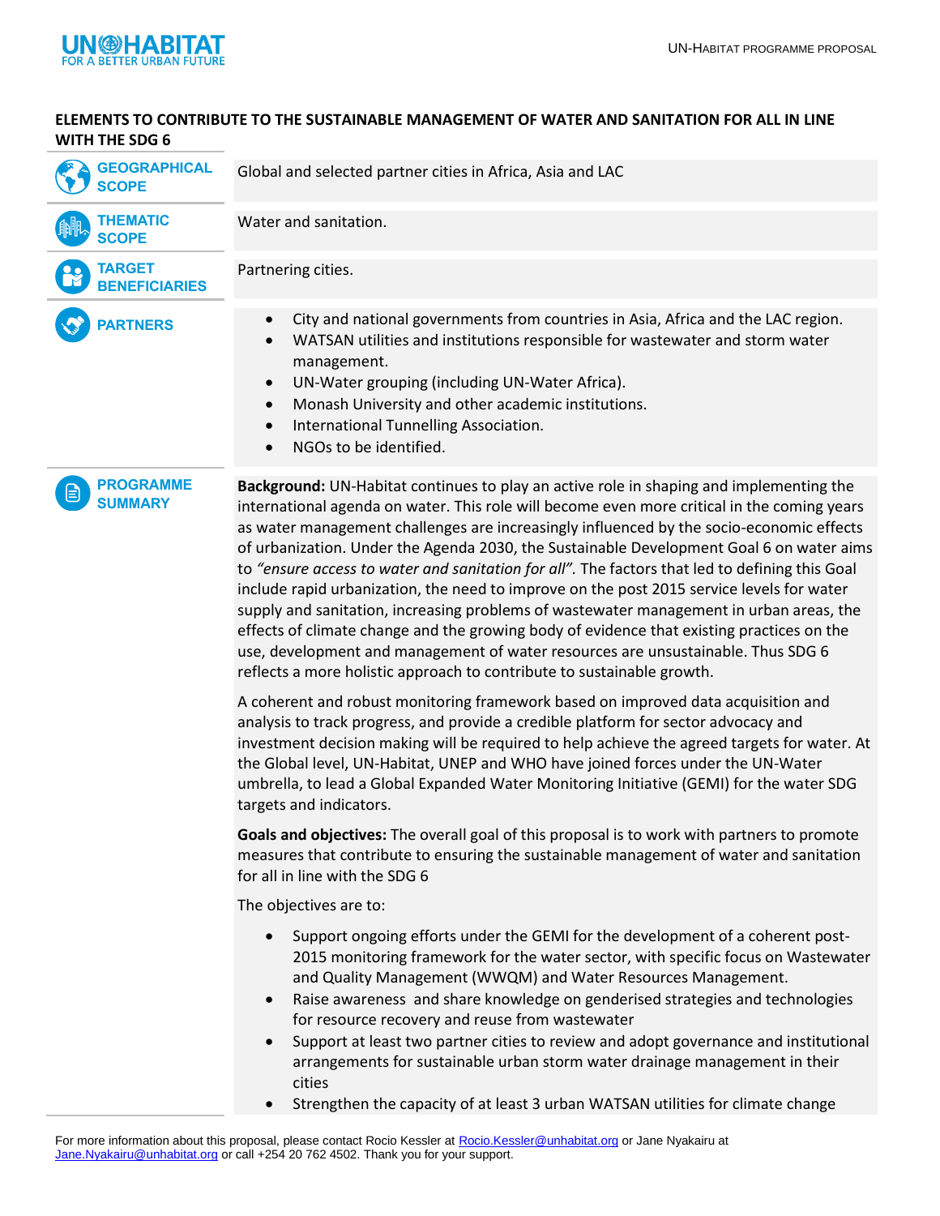# ELEMENTS TO CONTRIBUTE TO THE SUSTAINABLE MANAGEMENT OF WATER AND SANITATION FOR ALL IN LINE WITH THE SDG 6

**GEOGRAPHICAL SCOPE**

Global and selected partner cities in Africa, Asia and LAC

**THEMATIC SCOPE**

Water and sanitation.

**TARGET BENEFICIARIES**

Partnering cities.

**PARTNERS**

- City and national governments from countries in Asia, Africa and the LAC region.
- WATSAN utilities and institutions responsible for wastewater and storm water management.
- UN-Water grouping (including UN-Water Africa).
- Monash University and other academic institutions.
- International Tunnelling Association.
- NGOs to be identified.

**PROGRAMME SUMMARY**

**Background:** UN-Habitat continues to play an active role in shaping and implementing the international agenda on water. This role will become even more critical in the coming years as water management challenges are increasingly influenced by the socio-economic effects of urbanization. Under the Agenda 2030, the Sustainable Development Goal 6 on water aims to *"ensure access to water and sanitation for all".* The factors that led to defining this Goal include rapid urbanization, the need to improve on the post 2015 service levels for water supply and sanitation, increasing problems of wastewater management in urban areas, the effects of climate change and the growing body of evidence that existing practices on the use, development and management of water resources are unsustainable. Thus SDG 6 reflects a more holistic approach to contribute to sustainable growth.

A coherent and robust monitoring framework based on improved data acquisition and analysis to track progress, and provide a credible platform for sector advocacy and investment decision making will be required to help achieve the agreed targets for water. At the Global level, UN-Habitat, UNEP and WHO have joined forces under the UN-Water umbrella, to lead a Global Expanded Water Monitoring Initiative (GEMI) for the water SDG targets and indicators.

**Goals and objectives:** The overall goal of this proposal is to work with partners to promote measures that contribute to ensuring the sustainable management of water and sanitation for all in line with the SDG 6

The objectives are to:

- Support ongoing efforts under the GEMI for the development of a coherent post-2015 monitoring framework for the water sector, with specific focus on Wastewater and Quality Management (WWQM) and Water Resources Management.
- Raise awareness and share knowledge on genderised strategies and technologies for resource recovery and reuse from wastewater
- Support at least two partner cities to review and adopt governance and institutional arrangements for sustainable urban storm water drainage management in their cities
- Strengthen the capacity of at least 3 urban WATSAN utilities for climate change

For more information about this proposal, please contact Rocio Kessler at Rocio.Kessler@unhabitat.org or Jane Nyakairu at Jane.Nyakairu@unhabitat.org or call +254 20 762 4502. Thank you for your support.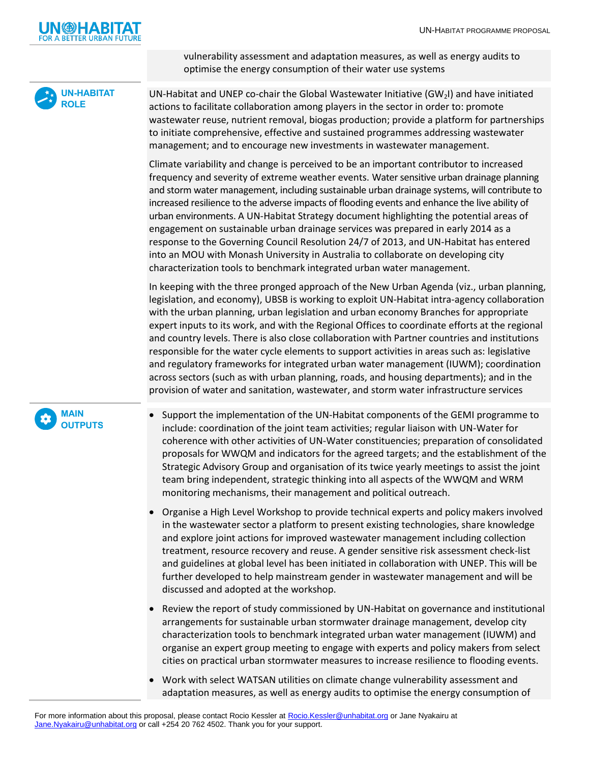vulnerability assessment and adaptation measures, as well as energy audits to optimise the energy consumption of their water use systems

## UN-HABITAT ROLE

UN-Habitat and UNEP co-chair the Global Wastewater Initiative ($GW_2I$) and have initiated actions to facilitate collaboration among players in the sector in order to: promote wastewater reuse, nutrient removal, biogas production; provide a platform for partnerships to initiate comprehensive, effective and sustained programmes addressing wastewater management; and to encourage new investments in wastewater management.

Climate variability and change is perceived to be an important contributor to increased frequency and severity of extreme weather events. Water sensitive urban drainage planning and storm water management, including sustainable urban drainage systems, will contribute to increased resilience to the adverse impacts of flooding events and enhance the live ability of urban environments. A UN-Habitat Strategy document highlighting the potential areas of engagement on sustainable urban drainage services was prepared in early 2014 as a response to the Governing Council Resolution 24/7 of 2013, and UN-Habitat has entered into an MOU with Monash University in Australia to collaborate on developing city characterization tools to benchmark integrated urban water management.

In keeping with the three pronged approach of the New Urban Agenda (viz., urban planning, legislation, and economy), UBSB is working to exploit UN-Habitat intra-agency collaboration with the urban planning, urban legislation and urban economy Branches for appropriate expert inputs to its work, and with the Regional Offices to coordinate efforts at the regional and country levels. There is also close collaboration with Partner countries and institutions responsible for the water cycle elements to support activities in areas such as: legislative and regulatory frameworks for integrated urban water management (IUWM); coordination across sectors (such as with urban planning, roads, and housing departments); and in the provision of water and sanitation, wastewater, and storm water infrastructure services

## MAIN OUTPUTS

- Support the implementation of the UN-Habitat components of the GEMI programme to include: coordination of the joint team activities; regular liaison with UN-Water for coherence with other activities of UN-Water constituencies; preparation of consolidated proposals for WWQM and indicators for the agreed targets; and the establishment of the Strategic Advisory Group and organisation of its twice yearly meetings to assist the joint team bring independent, strategic thinking into all aspects of the WWQM and WRM monitoring mechanisms, their management and political outreach.
- Organise a High Level Workshop to provide technical experts and policy makers involved in the wastewater sector a platform to present existing technologies, share knowledge and explore joint actions for improved wastewater management including collection treatment, resource recovery and reuse. A gender sensitive risk assessment check-list and guidelines at global level has been initiated in collaboration with UNEP. This will be further developed to help mainstream gender in wastewater management and will be discussed and adopted at the workshop.
- Review the report of study commissioned by UN-Habitat on governance and institutional arrangements for sustainable urban stormwater drainage management, develop city characterization tools to benchmark integrated urban water management (IUWM) and organise an expert group meeting to engage with experts and policy makers from select cities on practical urban stormwater measures to increase resilience to flooding events.
- Work with select WATSAN utilities on climate change vulnerability assessment and adaptation measures, as well as energy audits to optimise the energy consumption of

For more information about this proposal, please contact Rocio Kessler at Rocio.Kessler@unhabitat.org or Jane Nyakairu at Jane.Nyakairu@unhabitat.org or call +254 20 762 4502. Thank you for your support.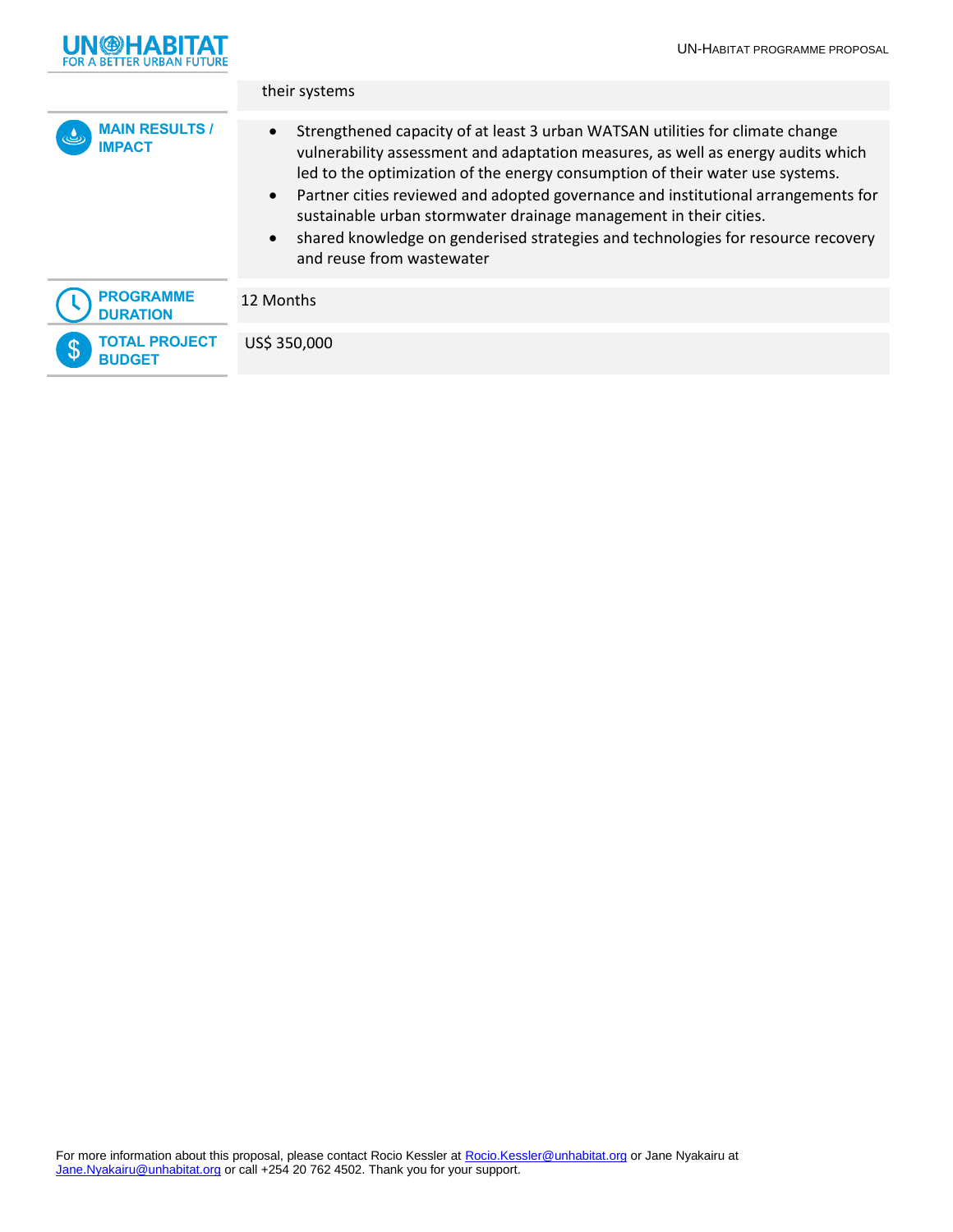| | |
|---|---|
| | their systems |
| **MAIN RESULTS / IMPACT** | • Strengthened capacity of at least 3 urban WATSAN utilities for climate change vulnerability assessment and adaptation measures, as well as energy audits which led to the optimization of the energy consumption of their water use systems.<br>• Partner cities reviewed and adopted governance and institutional arrangements for sustainable urban stormwater drainage management in their cities.<br>• shared knowledge on genderised strategies and technologies for resource recovery and reuse from wastewater |
| **PROGRAMME DURATION** | 12 Months |
| **TOTAL PROJECT BUDGET** | US$ 350,000 |

For more information about this proposal, please contact Rocio Kessler at Rocio.Kessler@unhabitat.org or Jane Nyakairu at Jane.Nyakairu@unhabitat.org or call +254 20 762 4502. Thank you for your support.